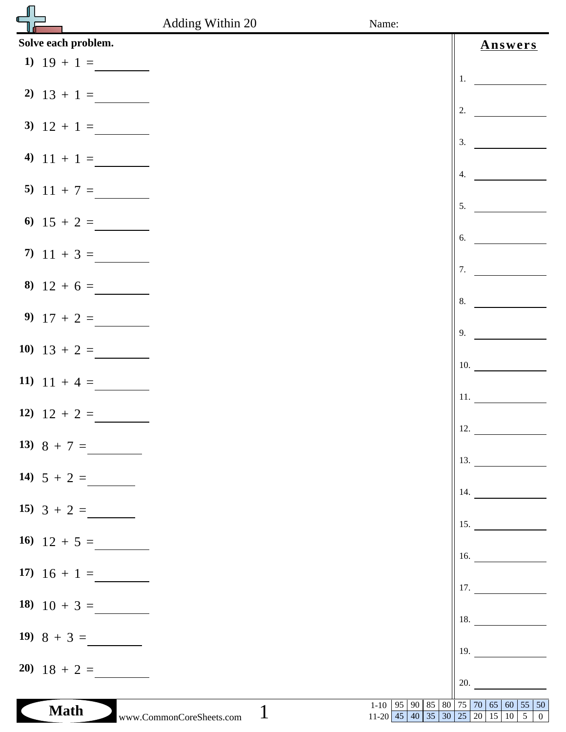# Adding Within 20

Name:

**Solve each problem.**

**1)** $19 + 1 =$ ________

**2)** $13 + 1 =$ ________

**3)** $12 + 1 =$ ________

**4)** $11 + 1 =$ ________

**5)** $11 + 7 =$ ________

**6)** $15 + 2 =$ ________

**7)** $11 + 3 =$ ________

**8)** $12 + 6 =$ ________

**9)** $17 + 2 =$ ________

**10)** $13 + 2 =$ ________

**11)** $11 + 4 =$ ________

**12)** $12 + 2 =$ ________

**13)** $8 + 7 =$ ________

**14)** $5 + 2 =$ ________

**15)** $3 + 2 =$ ________

**16)** $12 + 5 =$ ________

**17)** $16 + 1 =$ ________

**18)** $10 + 3 =$ ________

**19)** $8 + 3 =$ ________

**20)** $18 + 2 =$ ________

## Answers

1. ________
2. ________
3. ________
4. ________
5. ________
6. ________
7. ________
8. ________
9. ________
10. ________
11. ________
12. ________
13. ________
14. ________
15. ________
16. ________
17. ________
18. ________
19. ________
20. ________

Math

www.CommonCoreSheets.com

| 1-10 | 95 | 90 | 85 | 80 | 75 | 70 | 65 | 60 | 55 | 50 |
|---|---|---|---|---|---|---|---|---|---|---|
| 11-20 | 45 | 40 | 35 | 30 | 25 | 20 | 15 | 10 | 5 | 0 |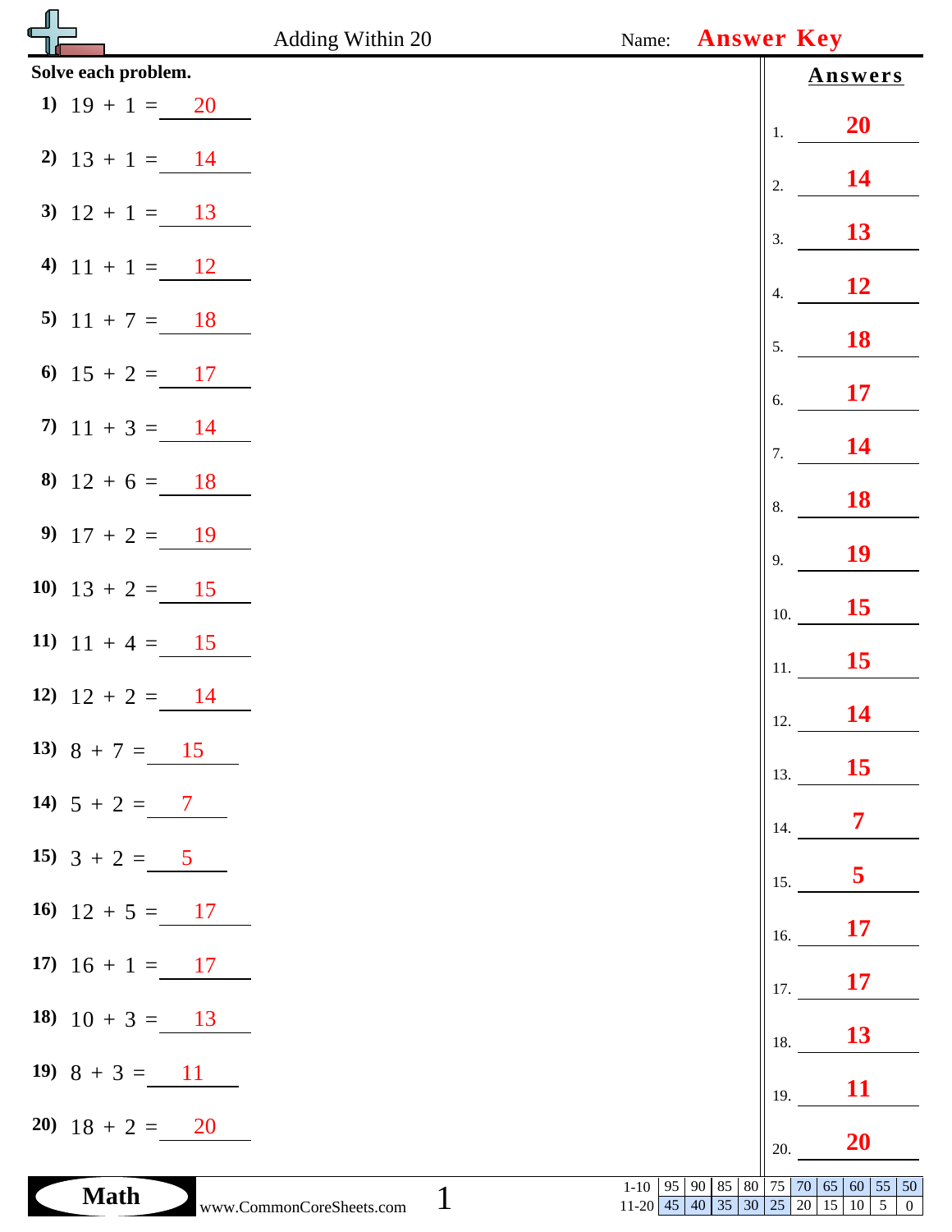# Adding Within 20

Name: **Answer Key**

**Solve each problem.**

1) $19 + 1 =$ 20
2) $13 + 1 =$ 14
3) $12 + 1 =$ 13
4) $11 + 1 =$ 12
5) $11 + 7 =$ 18
6) $15 + 2 =$ 17
7) $11 + 3 =$ 14
8) $12 + 6 =$ 18
9) $17 + 2 =$ 19
10) $13 + 2 =$ 15
11) $11 + 4 =$ 15
12) $12 + 2 =$ 14
13) $8 + 7 =$ 15
14) $5 + 2 =$ 7
15) $3 + 2 =$ 5
16) $12 + 5 =$ 17
17) $16 + 1 =$ 17
18) $10 + 3 =$ 13
19) $8 + 3 =$ 11
20) $18 + 2 =$ 20

## Answers

1. **20**
2. **14**
3. **13**
4. **12**
5. **18**
6. **17**
7. **14**
8. **18**
9. **19**
10. **15**
11. **15**
12. **14**
13. **15**
14. **7**
15. **5**
16. **17**
17. **17**
18. **13**
19. **11**
20. **20**

Math www.CommonCoreSheets.com

| 1-10 | 95 | 90 | 85 | 80 | 75 | 70 | 65 | 60 | 55 | 50 |
|---|---|---|---|---|---|---|---|---|---|---|
| 11-20 | 45 | 40 | 35 | 30 | 25 | 20 | 15 | 10 | 5 | 0 |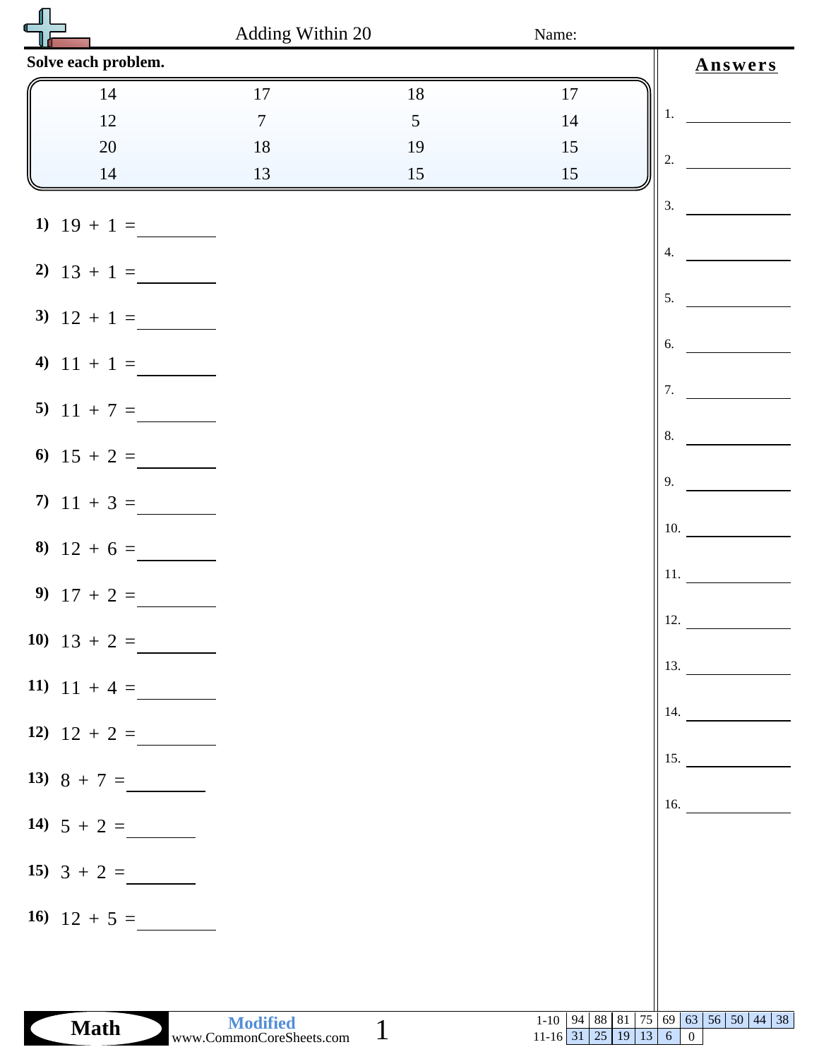# Adding Within 20

Name:

**Solve each problem.**

| | | | |
|---|---|---|---|
| 14 | 17 | 18 | 17 |
| 12 | 7 | 5 | 14 |
| 20 | 18 | 19 | 15 |
| 14 | 13 | 15 | 15 |

**1)** 19 + 1 = ________

**2)** 13 + 1 = ________

**3)** 12 + 1 = ________

**4)** 11 + 1 = ________

**5)** 11 + 7 = ________

**6)** 15 + 2 = ________

**7)** 11 + 3 = ________

**8)** 12 + 6 = ________

**9)** 17 + 2 = ________

**10)** 13 + 2 = ________

**11)** 11 + 4 = ________

**12)** 12 + 2 = ________

**13)** 8 + 7 = ________

**14)** 5 + 2 = ________

**15)** 3 + 2 = ________

**16)** 12 + 5 = ________

## Answers

1. ________
2. ________
3. ________
4. ________
5. ________
6. ________
7. ________
8. ________
9. ________
10. ________
11. ________
12. ________
13. ________
14. ________
15. ________
16. ________

Math

Modified

www.CommonCoreSheets.com

| | | | | | | | | | | |
|---|---|---|---|---|---|---|---|---|---|---|
| 1-10 | 94 | 88 | 81 | 75 | 69 | 63 | 56 | 50 | 44 | 38 |
| 11-16 | 31 | 25 | 19 | 13 | 6 | 0 | | | | |